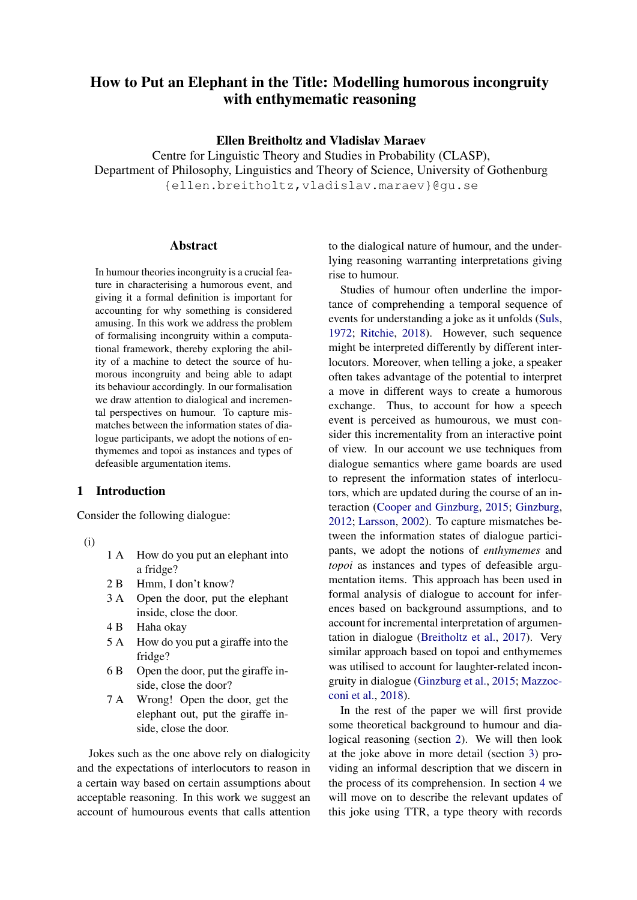# How to Put an Elephant in the Title: Modelling humorous incongruity with enthymematic reasoning

**Ellen Breitholtz and Vladislav Maraev**

Centre for Linguistic Theory and Studies in Probability (CLASP),
Department of Philosophy, Linguistics and Theory of Science, University of Gothenburg
{ellen.breitholtz,vladislav.maraev}@gu.se

## Abstract

In humour theories incongruity is a crucial feature in characterising a humorous event, and giving it a formal definition is important for accounting for why something is considered amusing. In this work we address the problem of formalising incongruity within a computational framework, thereby exploring the ability of a machine to detect the source of humorous incongruity and being able to adapt its behaviour accordingly. In our formalisation we draw attention to dialogical and incremental perspectives on humour. To capture mismatches between the information states of dialogue participants, we adopt the notions of enthymemes and topoi as instances and types of defeasible argumentation items.

## 1 Introduction

Consider the following dialogue:

(i)

| | | |
|---|---|---|
| 1 | A | How do you put an elephant into a fridge? |
| 2 | B | Hmm, I don't know? |
| 3 | A | Open the door, put the elephant inside, close the door. |
| 4 | B | Haha okay |
| 5 | A | How do you put a giraffe into the fridge? |
| 6 | B | Open the door, put the giraffe inside, close the door? |
| 7 | A | Wrong! Open the door, get the elephant out, put the giraffe inside, close the door. |

Jokes such as the one above rely on dialogicity and the expectations of interlocutors to reason in a certain way based on certain assumptions about acceptable reasoning. In this work we suggest an account of humourous events that calls attention to the dialogical nature of humour, and the underlying reasoning warranting interpretations giving rise to humour.

Studies of humour often underline the importance of comprehending a temporal sequence of events for understanding a joke as it unfolds (Suls, 1972; Ritchie, 2018). However, such sequence might be interpreted differently by different interlocutors. Moreover, when telling a joke, a speaker often takes advantage of the potential to interpret a move in different ways to create a humorous exchange. Thus, to account for how a speech event is perceived as humourous, we must consider this incrementality from an interactive point of view. In our account we use techniques from dialogue semantics where game boards are used to represent the information states of interlocutors, which are updated during the course of an interaction (Cooper and Ginzburg, 2015; Ginzburg, 2012; Larsson, 2002). To capture mismatches between the information states of dialogue participants, we adopt the notions of *enthymemes* and *topoi* as instances and types of defeasible argumentation items. This approach has been used in formal analysis of dialogue to account for inferences based on background assumptions, and to account for incremental interpretation of argumentation in dialogue (Breitholtz et al., 2017). Very similar approach based on topoi and enthymemes was utilised to account for laughter-related incongruity in dialogue (Ginzburg et al., 2015; Mazzocconi et al., 2018).

In the rest of the paper we will first provide some theoretical background to humour and dialogical reasoning (section 2). We will then look at the joke above in more detail (section 3) providing an informal description that we discern in the process of its comprehension. In section 4 we will move on to describe the relevant updates of this joke using TTR, a type theory with records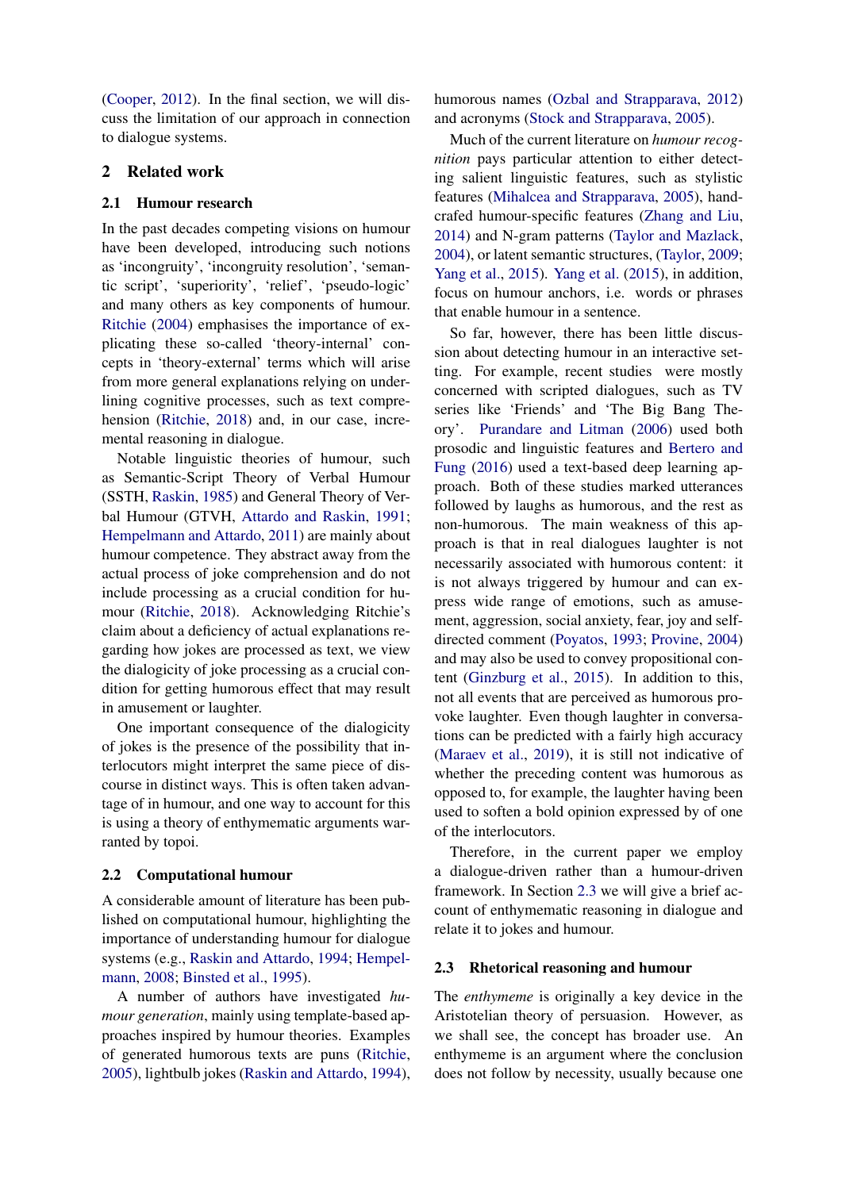(Cooper, 2012). In the final section, we will discuss the limitation of our approach in connection to dialogue systems.

## 2 Related work

### 2.1 Humour research

In the past decades competing visions on humour have been developed, introducing such notions as 'incongruity', 'incongruity resolution', 'semantic script', 'superiority', 'relief', 'pseudo-logic' and many others as key components of humour. Ritchie (2004) emphasises the importance of explicating these so-called 'theory-internal' concepts in 'theory-external' terms which will arise from more general explanations relying on underlining cognitive processes, such as text comprehension (Ritchie, 2018) and, in our case, incremental reasoning in dialogue.

Notable linguistic theories of humour, such as Semantic-Script Theory of Verbal Humour (SSTH, Raskin, 1985) and General Theory of Verbal Humour (GTVH, Attardo and Raskin, 1991; Hempelmann and Attardo, 2011) are mainly about humour competence. They abstract away from the actual process of joke comprehension and do not include processing as a crucial condition for humour (Ritchie, 2018). Acknowledging Ritchie's claim about a deficiency of actual explanations regarding how jokes are processed as text, we view the dialogicity of joke processing as a crucial condition for getting humorous effect that may result in amusement or laughter.

One important consequence of the dialogicity of jokes is the presence of the possibility that interlocutors might interpret the same piece of discourse in distinct ways. This is often taken advantage of in humour, and one way to account for this is using a theory of enthymematic arguments warranted by topoi.

### 2.2 Computational humour

A considerable amount of literature has been published on computational humour, highlighting the importance of understanding humour for dialogue systems (e.g., Raskin and Attardo, 1994; Hempelmann, 2008; Binsted et al., 1995).

A number of authors have investigated *humour generation*, mainly using template-based approaches inspired by humour theories. Examples of generated humorous texts are puns (Ritchie, 2005), lightbulb jokes (Raskin and Attardo, 1994), humorous names (Ozbal and Strapparava, 2012) and acronyms (Stock and Strapparava, 2005).

Much of the current literature on *humour recognition* pays particular attention to either detecting salient linguistic features, such as stylistic features (Mihalcea and Strapparava, 2005), handcrafed humour-specific features (Zhang and Liu, 2014) and N-gram patterns (Taylor and Mazlack, 2004), or latent semantic structures, (Taylor, 2009; Yang et al., 2015). Yang et al. (2015), in addition, focus on humour anchors, i.e. words or phrases that enable humour in a sentence.

So far, however, there has been little discussion about detecting humour in an interactive setting. For example, recent studies were mostly concerned with scripted dialogues, such as TV series like 'Friends' and 'The Big Bang Theory'. Purandare and Litman (2006) used both prosodic and linguistic features and Bertero and Fung (2016) used a text-based deep learning approach. Both of these studies marked utterances followed by laughs as humorous, and the rest as non-humorous. The main weakness of this approach is that in real dialogues laughter is not necessarily associated with humorous content: it is not always triggered by humour and can express wide range of emotions, such as amusement, aggression, social anxiety, fear, joy and self-directed comment (Poyatos, 1993; Provine, 2004) and may also be used to convey propositional content (Ginzburg et al., 2015). In addition to this, not all events that are perceived as humorous provoke laughter. Even though laughter in conversations can be predicted with a fairly high accuracy (Maraev et al., 2019), it is still not indicative of whether the preceding content was humorous as opposed to, for example, the laughter having been used to soften a bold opinion expressed by one of the interlocutors.

Therefore, in the current paper we employ a dialogue-driven rather than a humour-driven framework. In Section 2.3 we will give a brief account of enthymematic reasoning in dialogue and relate it to jokes and humour.

### 2.3 Rhetorical reasoning and humour

The *enthymeme* is originally a key device in the Aristotelian theory of persuasion. However, as we shall see, the concept has broader use. An enthymeme is an argument where the conclusion does not follow by necessity, usually because one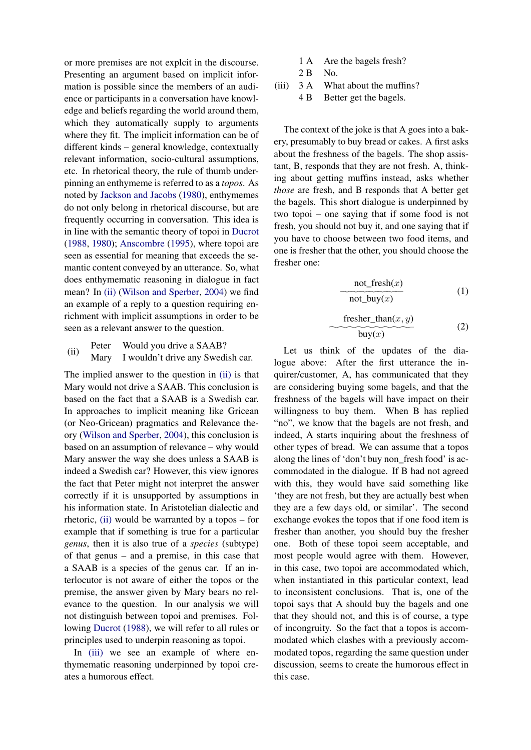or more premises are not explcit in the discourse. Presenting an argument based on implicit information is possible since the members of an audience or participants in a conversation have knowledge and beliefs regarding the world around them, which they automatically supply to arguments where they fit. The implicit information can be of different kinds – general knowledge, contextually relevant information, socio-cultural assumptions, etc. In rhetorical theory, the rule of thumb underpinning an enthymeme is referred to as a *topos*. As noted by Jackson and Jacobs (1980), enthymemes do not only belong in rhetorical discourse, but are frequently occurring in conversation. This idea is in line with the semantic theory of topoi in Ducrot (1988, 1980); Anscombre (1995), where topoi are seen as essential for meaning that exceeds the semantic content conveyed by an utterance. So, what does enthymematic reasoning in dialogue in fact mean? In (ii) (Wilson and Sperber, 2004) we find an example of a reply to a question requiring enrichment with implicit assumptions in order to be seen as a relevant answer to the question.

(ii)
Peter: Would you drive a SAAB?
Mary: I wouldn't drive any Swedish car.

The implied answer to the question in (ii) is that Mary would not drive a SAAB. This conclusion is based on the fact that a SAAB is a Swedish car. In approaches to implicit meaning like Gricean (or Neo-Gricean) pragmatics and Relevance theory (Wilson and Sperber, 2004), this conclusion is based on an assumption of relevance – why would Mary answer the way she does unless a SAAB is indeed a Swedish car? However, this view ignores the fact that Peter might not interpret the answer correctly if it is unsupported by assumptions in his information state. In Aristotelian dialectic and rhetoric, (ii) would be warranted by a topos – for example that if something is true for a particular *genus*, then it is also true of a *species* (subtype) of that genus – and a premise, in this case that a SAAB is a species of the genus car. If an interlocutor is not aware of either the topos or the premise, the answer given by Mary bears no relevance to the question. In our analysis we will not distinguish between topoi and premises. Following Ducrot (1988), we will refer to all rules or principles used to underpin reasoning as topoi.

In (iii) we see an example of where enthymematic reasoning underpinned by topoi creates a humorous effect.

(iii)
1 A: Are the bagels fresh?
2 B: No.
3 A: What about the muffins?
4 B: Better get the bagels.

The context of the joke is that A goes into a bakery, presumably to buy bread or cakes. A first asks about the freshness of the bagels. The shop assistant, B, responds that they are not fresh. A, thinking about getting muffins instead, asks whether *those* are fresh, and B responds that A better get the bagels. This short dialogue is underpinned by two topoi – one saying that if some food is not fresh, you should not buy it, and one saying that if you have to choose between two food items, and one is fresher that the other, you should choose the fresher one:

$$\frac{\text{not\_fresh}(x)}{\text{not\_buy}(x)} \tag{1}$$

$$\frac{\text{fresher\_than}(x, y)}{\text{buy}(x)} \tag{2}$$

Let us think of the updates of the dialogue above: After the first utterance the inquirer/customer, A, has communicated that they are considering buying some bagels, and that the freshness of the bagels will have impact on their willingness to buy them. When B has replied "no", we know that the bagels are not fresh, and indeed, A starts inquiring about the freshness of other types of bread. We can assume that a topos along the lines of 'don't buy non_fresh food' is accommodated in the dialogue. If B had not agreed with this, they would have said something like 'they are not fresh, but they are actually best when they are a few days old, or similar'. The second exchange evokes the topos that if one food item is fresher than another, you should buy the fresher one. Both of these topoi seem acceptable, and most people would agree with them. However, in this case, two topoi are accommodated which, when instantiated in this particular context, lead to inconsistent conclusions. That is, one of the topoi says that A should buy the bagels and one that they should not, and this is of course, a type of incongruity. So the fact that a topos is accommodated which clashes with a previously accommodated topos, regarding the same question under discussion, seems to create the humorous effect in this case.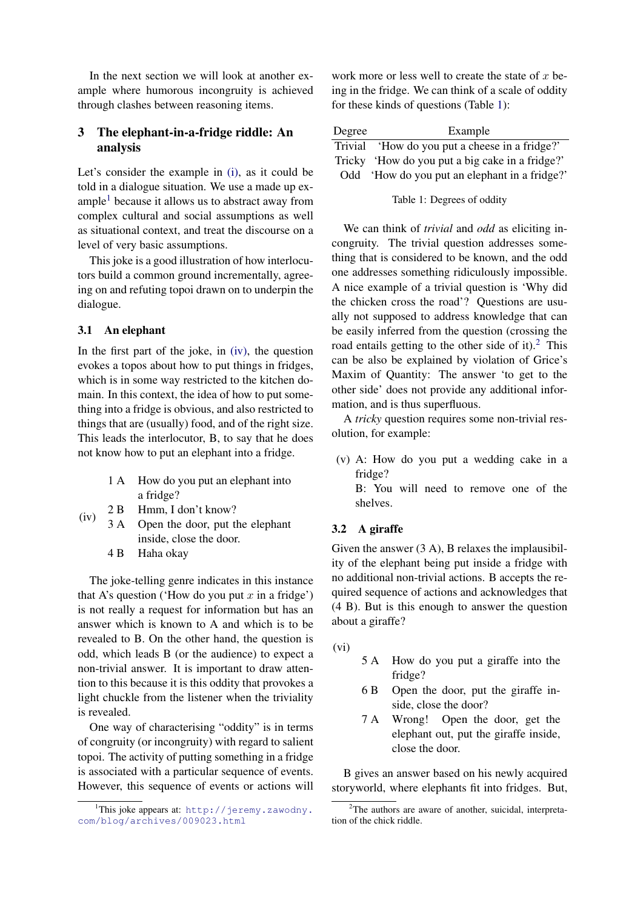In the next section we will look at another example where humorous incongruity is achieved through clashes between reasoning items.

## 3 The elephant-in-a-fridge riddle: An analysis

Let's consider the example in (i), as it could be told in a dialogue situation. We use a made up example[1] because it allows us to abstract away from complex cultural and social assumptions as well as situational context, and treat the discourse on a level of very basic assumptions.

This joke is a good illustration of how interlocutors build a common ground incrementally, agreeing on and refuting topoi drawn on to underpin the dialogue.

### 3.1 An elephant

In the first part of the joke, in (iv), the question evokes a topos about how to put things in fridges, which is in some way restricted to the kitchen domain. In this context, the idea of how to put something into a fridge is obvious, and also restricted to things that are (usually) food, and of the right size. This leads the interlocutor, B, to say that he does not know how to put an elephant into a fridge.

(iv)
- 1 A How do you put an elephant into a fridge?
- 2 B Hmm, I don't know?
- 3 A Open the door, put the elephant inside, close the door.
- 4 B Haha okay

The joke-telling genre indicates in this instance that A's question ('How do you put $x$ in a fridge') is not really a request for information but has an answer which is known to A and which is to be revealed to B. On the other hand, the question is odd, which leads B (or the audience) to expect a non-trivial answer. It is important to draw attention to this because it is this oddity that provokes a light chuckle from the listener when the triviality is revealed.

One way of characterising "oddity" is in terms of congruity (or incongruity) with regard to salient topoi. The activity of putting something in a fridge is associated with a particular sequence of events. However, this sequence of events or actions will work more or less well to create the state of $x$ being in the fridge. We can think of a scale of oddity for these kinds of questions (Table 1):

| Degree | Example |
|---|---|
| Trivial | 'How do you put a cheese in a fridge?' |
| Tricky | 'How do you put a big cake in a fridge?' |
| Odd | 'How do you put an elephant in a fridge?' |

Table 1: Degrees of oddity

We can think of *trivial* and *odd* as eliciting incongruity. The trivial question addresses something that is considered to be known, and the odd one addresses something ridiculously impossible. A nice example of a trivial question is 'Why did the chicken cross the road'? Questions are usually not supposed to address knowledge that can be easily inferred from the question (crossing the road entails getting to the other side of it).[2] This can be also be explained by violation of Grice's Maxim of Quantity: The answer 'to get to the other side' does not provide any additional information, and is thus superfluous.

A *tricky* question requires some non-trivial resolution, for example:

(v) A: How do you put a wedding cake in a fridge?
B: You will need to remove one of the shelves.

### 3.2 A giraffe

Given the answer (3 A), B relaxes the implausibility of the elephant being put inside a fridge with no additional non-trivial actions. B accepts the required sequence of actions and acknowledges that (4 B). But is this enough to answer the question about a giraffe?

(vi)
- 5 A How do you put a giraffe into the fridge?
- 6 B Open the door, put the giraffe inside, close the door?
- 7 A Wrong! Open the door, get the elephant out, put the giraffe inside, close the door.

B gives an answer based on his newly acquired storyworld, where elephants fit into fridges. But,

[1] This joke appears at: http://jeremy.zawodny.com/blog/archives/009023.html

[2] The authors are aware of another, suicidal, interpretation of the chick riddle.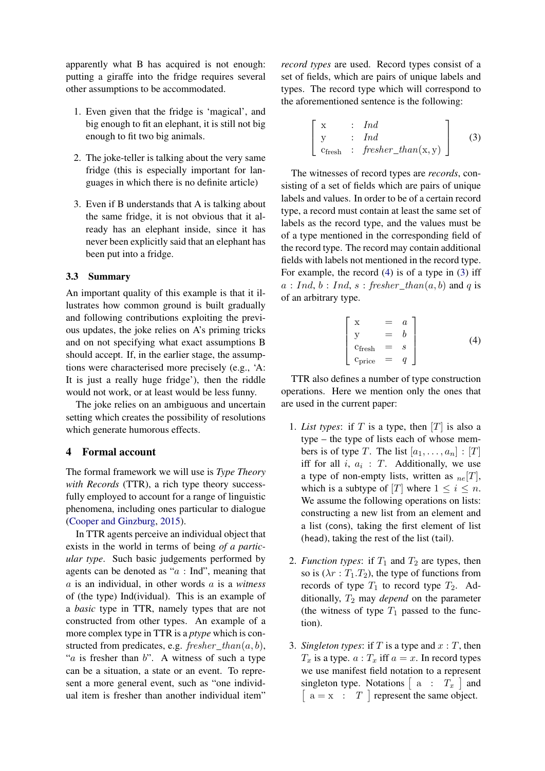apparently what B has acquired is not enough: putting a giraffe into the fridge requires several other assumptions to be accommodated.

1. Even given that the fridge is 'magical', and big enough to fit an elephant, it is still not big enough to fit two big animals.

2. The joke-teller is talking about the very same fridge (this is especially important for languages in which there is no definite article)

3. Even if B understands that A is talking about the same fridge, it is not obvious that it already has an elephant inside, since it has never been explicitly said that an elephant has been put into a fridge.

### 3.3 Summary

An important quality of this example is that it illustrates how common ground is built gradually and following contributions exploiting the previous updates, the joke relies on A's priming tricks and on not specifying what exact assumptions B should accept. If, in the earlier stage, the assumptions were characterised more precisely (e.g., 'A: It is just a really huge fridge'), then the riddle would not work, or at least would be less funny.

The joke relies on an ambiguous and uncertain setting which creates the possibility of resolutions which generate humorous effects.

## 4 Formal account

The formal framework we will use is *Type Theory with Records* (TTR), a rich type theory successfully employed to account for a range of linguistic phenomena, including ones particular to dialogue (Cooper and Ginzburg, 2015).

In TTR agents perceive an individual object that exists in the world in terms of being *of a particular type*. Such basic judgements performed by agents can be denoted as "$a$ : Ind", meaning that $a$ is an individual, in other words $a$ is a *witness* of (the type) Ind(ividual). This is an example of a *basic* type in TTR, namely types that are not constructed from other types. An example of a more complex type in TTR is a *ptype* which is constructed from predicates, e.g. $\mathit{fresher\_than}(a, b)$, "$a$ is fresher than $b$". A witness of such a type can be a situation, a state or an event. To represent a more general event, such as "one individual item is fresher than another individual item" *record types* are used. Record types consist of a set of fields, which are pairs of unique labels and types. The record type which will correspond to the aforementioned sentence is the following:

$$\begin{bmatrix} \mathrm{x} & : & \mathit{Ind} \\ \mathrm{y} & : & \mathit{Ind} \\ \mathrm{c_{fresh}} & : & \mathit{fresher\_than}(\mathrm{x}, \mathrm{y}) \end{bmatrix} \quad (3)$$

The witnesses of record types are *records*, consisting of a set of fields which are pairs of unique labels and values. In order to be of a certain record type, a record must contain at least the same set of labels as the record type, and the values must be of a type mentioned in the corresponding field of the record type. The record may contain additional fields with labels not mentioned in the record type. For example, the record (4) is of a type in (3) iff $a : \mathit{Ind}$, $b : \mathit{Ind}$, $s : \mathit{fresher\_than}(a, b)$ and $q$ is of an arbitrary type.

$$\begin{bmatrix} \mathrm{x} & = & a \\ \mathrm{y} & = & b \\ \mathrm{c_{fresh}} & = & s \\ \mathrm{c_{price}} & = & q \end{bmatrix} \quad (4)$$

TTR also defines a number of type construction operations. Here we mention only the ones that are used in the current paper:

1. *List types*: if $T$ is a type, then $[T]$ is also a type – the type of lists each of whose members is of type $T$. The list $[a_1, \ldots, a_n] : [T]$ iff for all $i$, $a_i : T$. Additionally, we use a type of non-empty lists, written as ${}_{ne}[T]$, which is a subtype of $[T]$ where $1 \leq i \leq n$. We assume the following operations on lists: constructing a new list from an element and a list (cons), taking the first element of list (head), taking the rest of the list (tail).

2. *Function types*: if $T_1$ and $T_2$ are types, then so is $(\lambda r : T_1.T_2)$, the type of functions from records of type $T_1$ to record type $T_2$. Additionally, $T_2$ may *depend* on the parameter (the witness of type $T_1$ passed to the function).

3. *Singleton types*: if $T$ is a type and $x : T$, then $T_x$ is a type. $a : T_x$ iff $a = x$. In record types we use manifest field notation to a represent singleton type. Notations $\begin{bmatrix} \mathrm{a} & : & T_x \end{bmatrix}$ and $\begin{bmatrix} \mathrm{a} = \mathrm{x} & : & T \end{bmatrix}$ represent the same object.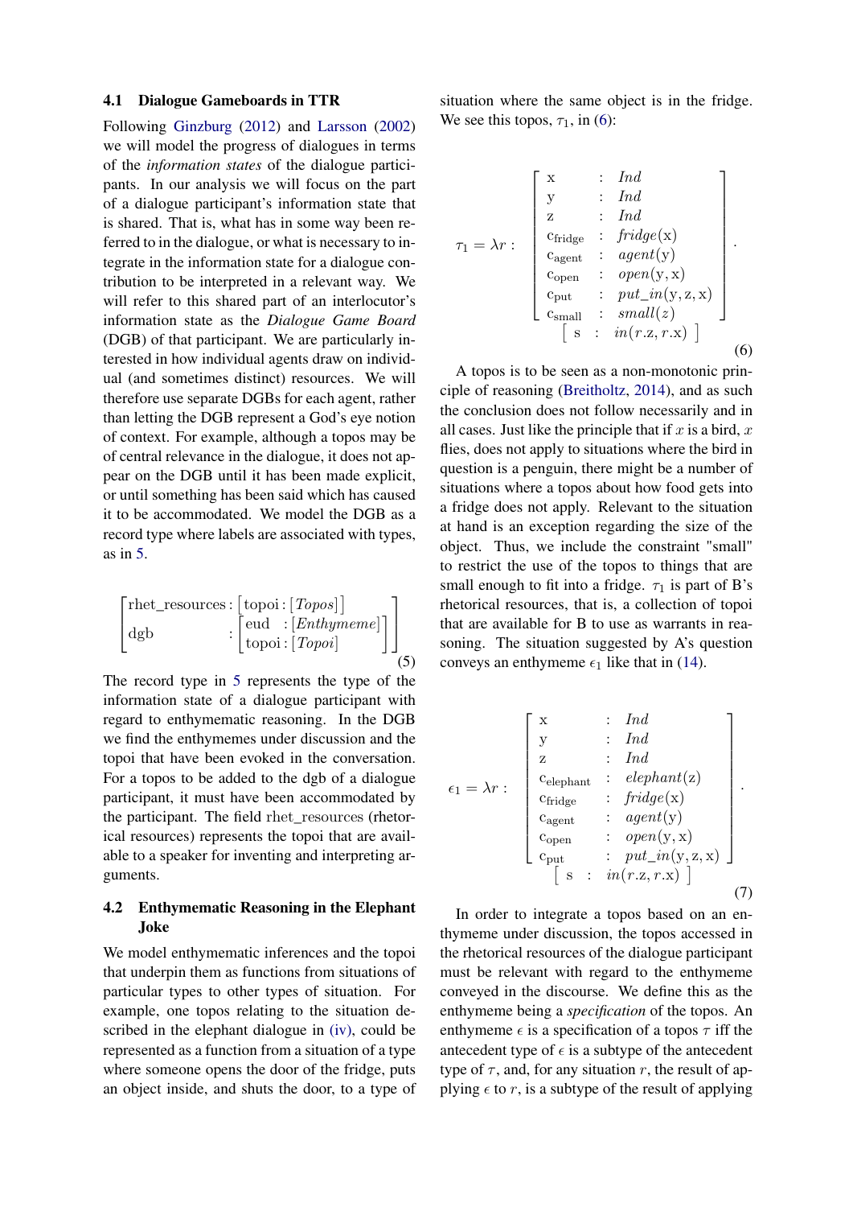### 4.1 Dialogue Gameboards in TTR

Following Ginzburg (2012) and Larsson (2002) we will model the progress of dialogues in terms of the *information states* of the dialogue participants. In our analysis we will focus on the part of a dialogue participant's information state that is shared. That is, what has in some way been referred to in the dialogue, or what is necessary to integrate in the information state for a dialogue contribution to be interpreted in a relevant way. We will refer to this shared part of an interlocutor's information state as the *Dialogue Game Board* (DGB) of that participant. We are particularly interested in how individual agents draw on individual (and sometimes distinct) resources. We will therefore use separate DGBs for each agent, rather than letting the DGB represent a God's eye notion of context. For example, although a topos may be of central relevance in the dialogue, it does not appear on the DGB until it has been made explicit, or until something has been said which has caused it to be accommodated. We model the DGB as a record type where labels are associated with types, as in 5.

$$\begin{bmatrix} \text{rhet\_resources} : \begin{bmatrix} \text{topoi} : [\textit{Topos}] \end{bmatrix} \\ \text{dgb} \quad : \begin{bmatrix} \text{eud} & : [\textit{Enthymeme}] \\ \text{topoi} : [\textit{Topoi}] \end{bmatrix} \end{bmatrix} \quad (5)$$

The record type in 5 represents the type of the information state of a dialogue participant with regard to enthymematic reasoning. In the DGB we find the enthymemes under discussion and the topoi that have been evoked in the conversation. For a topos to be added to the dgb of a dialogue participant, it must have been accommodated by the participant. The field rhet_resources (rhetorical resources) represents the topoi that are available to a speaker for inventing and interpreting arguments.

### 4.2 Enthymematic Reasoning in the Elephant Joke

We model enthymematic inferences and the topoi that underpin them as functions from situations of particular types to other types of situation. For example, one topos relating to the situation described in the elephant dialogue in (iv), could be represented as a function from a situation of a type where someone opens the door of the fridge, puts an object inside, and shuts the door, to a type of situation where the same object is in the fridge. We see this topos, $\tau_1$, in (6):

$$\tau_1 = \lambda r : \begin{bmatrix} \text{x} & : & \textit{Ind} \\ \text{y} & : & \textit{Ind} \\ \text{z} & : & \textit{Ind} \\ \text{c}_{\text{fridge}} & : & \textit{fridge}(\text{x}) \\ \text{c}_{\text{agent}} & : & \textit{agent}(\text{y}) \\ \text{c}_{\text{open}} & : & \textit{open}(\text{y},\text{x}) \\ \text{c}_{\text{put}} & : & \textit{put\_in}(\text{y},\text{z},\text{x}) \\ \text{c}_{\text{small}} & : & \textit{small}(z) \end{bmatrix} . \begin{bmatrix} \text{s} & : & \textit{in}(r.\text{z}, r.\text{x}) \end{bmatrix} \quad (6)$$

A topos is to be seen as a non-monotonic principle of reasoning (Breitholtz, 2014), and as such the conclusion does not follow necessarily and in all cases. Just like the principle that if $x$ is a bird, $x$ flies, does not apply to situations where the bird in question is a penguin, there might be a number of situations where a topos about how food gets into a fridge does not apply. Relevant to the situation at hand is an exception regarding the size of the object. Thus, we include the constraint "small" to restrict the use of the topos to things that are small enough to fit into a fridge. $\tau_1$ is part of B's rhetorical resources, that is, a collection of topoi that are available for B to use as warrants in reasoning. The situation suggested by A's question conveys an enthymeme $\epsilon_1$ like that in (14).

$$\epsilon_1 = \lambda r : \begin{bmatrix} \text{x} & : & \textit{Ind} \\ \text{y} & : & \textit{Ind} \\ \text{z} & : & \textit{Ind} \\ \text{c}_{\text{elephant}} & : & \textit{elephant}(\text{z}) \\ \text{c}_{\text{fridge}} & : & \textit{fridge}(\text{x}) \\ \text{c}_{\text{agent}} & : & \textit{agent}(\text{y}) \\ \text{c}_{\text{open}} & : & \textit{open}(\text{y},\text{x}) \\ \text{c}_{\text{put}} & : & \textit{put\_in}(\text{y},\text{z},\text{x}) \end{bmatrix} . \begin{bmatrix} \text{s} & : & \textit{in}(r.\text{z}, r.\text{x}) \end{bmatrix} \quad (7)$$

In order to integrate a topos based on an enthymeme under discussion, the topos accessed in the rhetorical resources of the dialogue participant must be relevant with regard to the enthymeme conveyed in the discourse. We define this as the enthymeme being a *specification* of the topos. An enthymeme $\epsilon$ is a specification of a topos $\tau$ iff the antecedent type of $\epsilon$ is a subtype of the antecedent type of $\tau$, and, for any situation $r$, the result of applying $\epsilon$ to $r$, is a subtype of the result of applying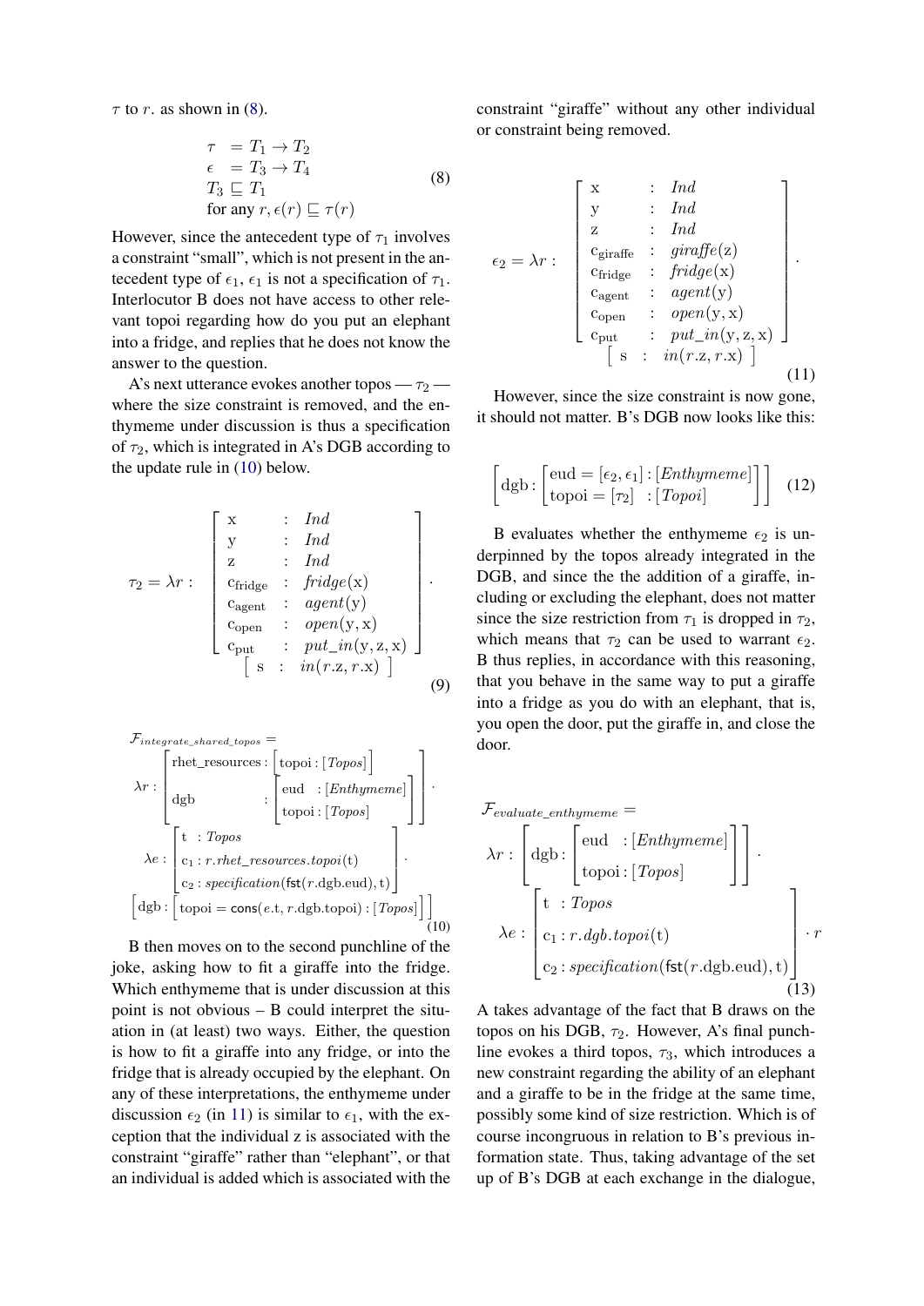$\tau$ to $r$. as shown in (8).

$$
\begin{array}{ll}
\tau & = T_1 \rightarrow T_2 \\
\epsilon & = T_3 \rightarrow T_4 \\
T_3 \sqsubseteq T_1 & \\
\text{for any } r, \epsilon(r) \sqsubseteq \tau(r) &
\end{array} \tag{8}
$$

However, since the antecedent type of $\tau_1$ involves a constraint "small", which is not present in the antecedent type of $\epsilon_1$, $\epsilon_1$ is not a specification of $\tau_1$. Interlocutor B does not have access to other relevant topoi regarding how do you put an elephant into a fridge, and replies that he does not know the answer to the question.

A's next utterance evokes another topos — $\tau_2$ — where the size constraint is removed, and the enthymeme under discussion is thus a specification of $\tau_2$, which is integrated in A's DGB according to the update rule in (10) below.

$$
\tau_2 = \lambda r : \begin{bmatrix} \text{x} & : & \textit{Ind} \\ \text{y} & : & \textit{Ind} \\ \text{z} & : & \textit{Ind} \\ \text{c}_{\text{fridge}} & : & \textit{fridge}(\text{x}) \\ \text{c}_{\text{agent}} & : & \textit{agent}(\text{y}) \\ \text{c}_{\text{open}} & : & \textit{open}(\text{y}, \text{x}) \\ \text{c}_{\text{put}} & : & \textit{put\_in}(\text{y}, \text{z}, \text{x}) \end{bmatrix} . \begin{bmatrix} \text{s} & : & \textit{in}(r.\text{z}, r.\text{x}) \end{bmatrix} \tag{9}
$$

$$
\mathcal{F}_{integrate\_shared\_topos} = \lambda r : \begin{bmatrix} \text{rhet\_resources} : \begin{bmatrix} \text{topoi} : [\textit{Topos}] \end{bmatrix} \\ \text{dgb} : \begin{bmatrix} \text{eud} : [\textit{Enthymeme}] \\ \text{topoi} : [\textit{Topos}] \end{bmatrix} \end{bmatrix} . \lambda e : \begin{bmatrix} \text{t} : \textit{Topos} \\ \text{c}_1 : r.\textit{rhet\_resources.topoi}(\text{t}) \\ \text{c}_2 : \textit{specification}(\textsf{fst}(r.\text{dgb.eud}), \text{t}) \end{bmatrix} . \begin{bmatrix} \text{dgb} : \begin{bmatrix} \text{topoi} = \textsf{cons}(e.\text{t}, r.\text{dgb.topoi}) : [\textit{Topos}] \end{bmatrix} \end{bmatrix} \tag{10}
$$

B then moves on to the second punchline of the joke, asking how to fit a giraffe into the fridge. Which enthymeme that is under discussion at this point is not obvious – B could interpret the situation in (at least) two ways. Either, the question is how to fit a giraffe into any fridge, or into the fridge that is already occupied by the elephant. On any of these interpretations, the enthymeme under discussion $\epsilon_2$ (in 11) is similar to $\epsilon_1$, with the exception that the individual z is associated with the constraint "giraffe" rather than "elephant", or that an individual is added which is associated with the constraint "giraffe" without any other individual or constraint being removed.

$$
\epsilon_2 = \lambda r : \begin{bmatrix} \text{x} & : & \textit{Ind} \\ \text{y} & : & \textit{Ind} \\ \text{z} & : & \textit{Ind} \\ \text{c}_{\text{giraffe}} & : & \textit{giraffe}(\text{z}) \\ \text{c}_{\text{fridge}} & : & \textit{fridge}(\text{x}) \\ \text{c}_{\text{agent}} & : & \textit{agent}(\text{y}) \\ \text{c}_{\text{open}} & : & \textit{open}(\text{y}, \text{x}) \\ \text{c}_{\text{put}} & : & \textit{put\_in}(\text{y}, \text{z}, \text{x}) \end{bmatrix} . \begin{bmatrix} \text{s} & : & \textit{in}(r.\text{z}, r.\text{x}) \end{bmatrix} \tag{11}
$$

However, since the size constraint is now gone, it should not matter. B's DGB now looks like this:

$$
\begin{bmatrix} \text{dgb} : \begin{bmatrix} \text{eud} = [\epsilon_2, \epsilon_1] : [\textit{Enthymeme}] \\ \text{topoi} = [\tau_2] \ : [\textit{Topoi}] \end{bmatrix} \end{bmatrix} \tag{12}
$$

B evaluates whether the enthymeme $\epsilon_2$ is underpinned by the topos already integrated in the DGB, and since the the addition of a giraffe, including or excluding the elephant, does not matter since the size restriction from $\tau_1$ is dropped in $\tau_2$, which means that $\tau_2$ can be used to warrant $\epsilon_2$. B thus replies, in accordance with this reasoning, that you behave in the same way to put a giraffe into a fridge as you do with an elephant, that is, you open the door, put the giraffe in, and close the door.

$$
\mathcal{F}_{evaluate\_enthymeme} = \lambda r : \begin{bmatrix} \text{dgb} : \begin{bmatrix} \text{eud} : [\textit{Enthymeme}] \\ \text{topoi} : [\textit{Topos}] \end{bmatrix} \end{bmatrix} . \lambda e : \begin{bmatrix} \text{t} : \textit{Topos} \\ \text{c}_1 : r.\textit{dgb.topoi}(\text{t}) \\ \text{c}_2 : \textit{specification}(\textsf{fst}(r.\text{dgb.eud}), \text{t}) \end{bmatrix} \cdot r \tag{13}
$$

A takes advantage of the fact that B draws on the topos on his DGB, $\tau_2$. However, A's final punchline evokes a third topos, $\tau_3$, which introduces a new constraint regarding the ability of an elephant and a giraffe to be in the fridge at the same time, possibly some kind of size restriction. Which is of course incongruous in relation to B's previous information state. Thus, taking advantage of the set up of B's DGB at each exchange in the dialogue,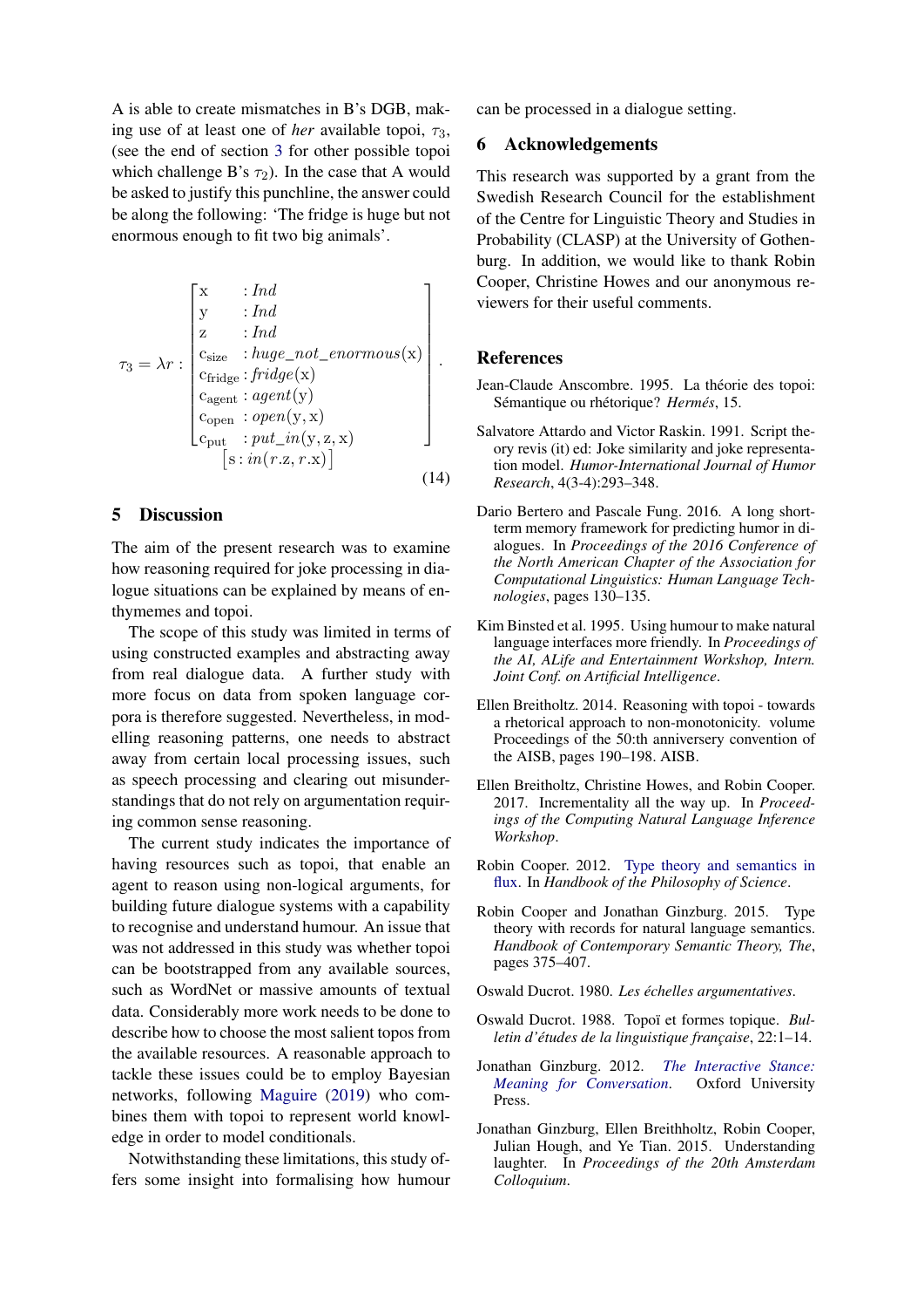A is able to create mismatches in B's DGB, making use of at least one of *her* available topoi, $\tau_3$, (see the end of section 3 for other possible topoi which challenge B's $\tau_2$). In the case that A would be asked to justify this punchline, the answer could be along the following: 'The fridge is huge but not enormous enough to fit two big animals'.

$$\tau_3 = \lambda r : \begin{bmatrix} \mathrm{x} & : \mathit{Ind} \\ \mathrm{y} & : \mathit{Ind} \\ \mathrm{z} & : \mathit{Ind} \\ \mathrm{c_{size}} & : \mathit{huge\_not\_enormous}(\mathrm{x}) \\ \mathrm{c_{fridge}} & : \mathit{fridge}(\mathrm{x}) \\ \mathrm{c_{agent}} & : \mathit{agent}(\mathrm{y}) \\ \mathrm{c_{open}} & : \mathit{open}(\mathrm{y},\mathrm{x}) \\ \mathrm{c_{put}} & : \mathit{put\_in}(\mathrm{y},\mathrm{z},\mathrm{x}) \end{bmatrix} . \\ \begin{bmatrix} \mathrm{s} : \mathit{in}(r.\mathrm{z}, r.\mathrm{x}) \end{bmatrix} \tag{14}$$

## 5 Discussion

The aim of the present research was to examine how reasoning required for joke processing in dialogue situations can be explained by means of enthymemes and topoi.

The scope of this study was limited in terms of using constructed examples and abstracting away from real dialogue data. A further study with more focus on data from spoken language corpora is therefore suggested. Nevertheless, in modelling reasoning patterns, one needs to abstract away from certain local processing issues, such as speech processing and clearing out misunderstandings that do not rely on argumentation requiring common sense reasoning.

The current study indicates the importance of having resources such as topoi, that enable an agent to reason using non-logical arguments, for building future dialogue systems with a capability to recognise and understand humour. An issue that was not addressed in this study was whether topoi can be bootstrapped from any available sources, such as WordNet or massive amounts of textual data. Considerably more work needs to be done to describe how to choose the most salient topos from the available resources. A reasonable approach to tackle these issues could be to employ Bayesian networks, following Maguire (2019) who combines them with topoi to represent world knowledge in order to model conditionals.

Notwithstanding these limitations, this study offers some insight into formalising how humour can be processed in a dialogue setting.

## 6 Acknowledgements

This research was supported by a grant from the Swedish Research Council for the establishment of the Centre for Linguistic Theory and Studies in Probability (CLASP) at the University of Gothenburg. In addition, we would like to thank Robin Cooper, Christine Howes and our anonymous reviewers for their useful comments.

## References

Jean-Claude Anscombre. 1995. La théorie des topoi: Sémantique ou rhétorique? *Hermés*, 15.

Salvatore Attardo and Victor Raskin. 1991. Script theory revis (it) ed: Joke similarity and joke representation model. *Humor-International Journal of Humor Research*, 4(3-4):293–348.

Dario Bertero and Pascale Fung. 2016. A long short-term memory framework for predicting humor in dialogues. In *Proceedings of the 2016 Conference of the North American Chapter of the Association for Computational Linguistics: Human Language Technologies*, pages 130–135.

Kim Binsted et al. 1995. Using humour to make natural language interfaces more friendly. In *Proceedings of the AI, ALife and Entertainment Workshop, Intern. Joint Conf. on Artificial Intelligence*.

Ellen Breitholtz. 2014. Reasoning with topoi - towards a rhetorical approach to non-monotonicity. volume Proceedings of the 50:th anniversery convention of the AISB, pages 190–198. AISB.

Ellen Breitholtz, Christine Howes, and Robin Cooper. 2017. Incrementality all the way up. In *Proceedings of the Computing Natural Language Inference Workshop*.

Robin Cooper. 2012. Type theory and semantics in flux. In *Handbook of the Philosophy of Science*.

Robin Cooper and Jonathan Ginzburg. 2015. Type theory with records for natural language semantics. *Handbook of Contemporary Semantic Theory, The*, pages 375–407.

Oswald Ducrot. 1980. *Les échelles argumentatives*.

Oswald Ducrot. 1988. Topoï et formes topique. *Bulletin d'études de la linguistique française*, 22:1–14.

Jonathan Ginzburg. 2012. *The Interactive Stance: Meaning for Conversation*. Oxford University Press.

Jonathan Ginzburg, Ellen Breithholtz, Robin Cooper, Julian Hough, and Ye Tian. 2015. Understanding laughter. In *Proceedings of the 20th Amsterdam Colloquium*.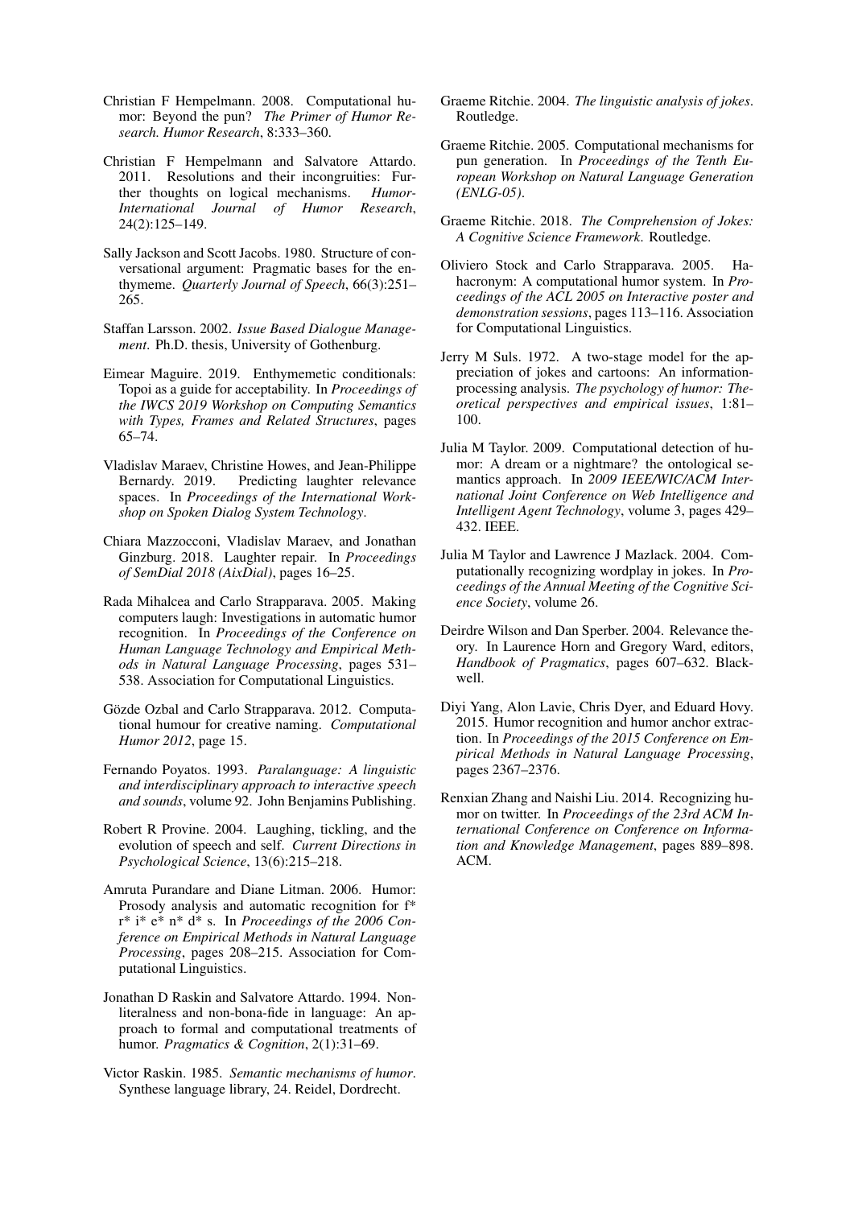Christian F Hempelmann. 2008. Computational humor: Beyond the pun? *The Primer of Humor Research. Humor Research*, 8:333–360.

Christian F Hempelmann and Salvatore Attardo. 2011. Resolutions and their incongruities: Further thoughts on logical mechanisms. *Humor-International Journal of Humor Research*, 24(2):125–149.

Sally Jackson and Scott Jacobs. 1980. Structure of conversational argument: Pragmatic bases for the enthymeme. *Quarterly Journal of Speech*, 66(3):251–265.

Staffan Larsson. 2002. *Issue Based Dialogue Management*. Ph.D. thesis, University of Gothenburg.

Eimear Maguire. 2019. Enthymemetic conditionals: Topoi as a guide for acceptability. In *Proceedings of the IWCS 2019 Workshop on Computing Semantics with Types, Frames and Related Structures*, pages 65–74.

Vladislav Maraev, Christine Howes, and Jean-Philippe Bernardy. 2019. Predicting laughter relevance spaces. In *Proceedings of the International Workshop on Spoken Dialog System Technology*.

Chiara Mazzocconi, Vladislav Maraev, and Jonathan Ginzburg. 2018. Laughter repair. In *Proceedings of SemDial 2018 (AixDial)*, pages 16–25.

Rada Mihalcea and Carlo Strapparava. 2005. Making computers laugh: Investigations in automatic humor recognition. In *Proceedings of the Conference on Human Language Technology and Empirical Methods in Natural Language Processing*, pages 531–538. Association for Computational Linguistics.

Gözde Ozbal and Carlo Strapparava. 2012. Computational humour for creative naming. *Computational Humor 2012*, page 15.

Fernando Poyatos. 1993. *Paralanguage: A linguistic and interdisciplinary approach to interactive speech and sounds*, volume 92. John Benjamins Publishing.

Robert R Provine. 2004. Laughing, tickling, and the evolution of speech and self. *Current Directions in Psychological Science*, 13(6):215–218.

Amruta Purandare and Diane Litman. 2006. Humor: Prosody analysis and automatic recognition for f* r* i* e* n* d* s. In *Proceedings of the 2006 Conference on Empirical Methods in Natural Language Processing*, pages 208–215. Association for Computational Linguistics.

Jonathan D Raskin and Salvatore Attardo. 1994. Nonliteralness and non-bona-fide in language: An approach to formal and computational treatments of humor. *Pragmatics & Cognition*, 2(1):31–69.

Victor Raskin. 1985. *Semantic mechanisms of humor*. Synthese language library, 24. Reidel, Dordrecht.

Graeme Ritchie. 2004. *The linguistic analysis of jokes*. Routledge.

Graeme Ritchie. 2005. Computational mechanisms for pun generation. In *Proceedings of the Tenth European Workshop on Natural Language Generation (ENLG-05)*.

Graeme Ritchie. 2018. *The Comprehension of Jokes: A Cognitive Science Framework*. Routledge.

Oliviero Stock and Carlo Strapparava. 2005. Hahacronym: A computational humor system. In *Proceedings of the ACL 2005 on Interactive poster and demonstration sessions*, pages 113–116. Association for Computational Linguistics.

Jerry M Suls. 1972. A two-stage model for the appreciation of jokes and cartoons: An information-processing analysis. *The psychology of humor: Theoretical perspectives and empirical issues*, 1:81–100.

Julia M Taylor. 2009. Computational detection of humor: A dream or a nightmare? the ontological semantics approach. In *2009 IEEE/WIC/ACM International Joint Conference on Web Intelligence and Intelligent Agent Technology*, volume 3, pages 429–432. IEEE.

Julia M Taylor and Lawrence J Mazlack. 2004. Computationally recognizing wordplay in jokes. In *Proceedings of the Annual Meeting of the Cognitive Science Society*, volume 26.

Deirdre Wilson and Dan Sperber. 2004. Relevance theory. In Laurence Horn and Gregory Ward, editors, *Handbook of Pragmatics*, pages 607–632. Blackwell.

Diyi Yang, Alon Lavie, Chris Dyer, and Eduard Hovy. 2015. Humor recognition and humor anchor extraction. In *Proceedings of the 2015 Conference on Empirical Methods in Natural Language Processing*, pages 2367–2376.

Renxian Zhang and Naishi Liu. 2014. Recognizing humor on twitter. In *Proceedings of the 23rd ACM International Conference on Conference on Information and Knowledge Management*, pages 889–898. ACM.